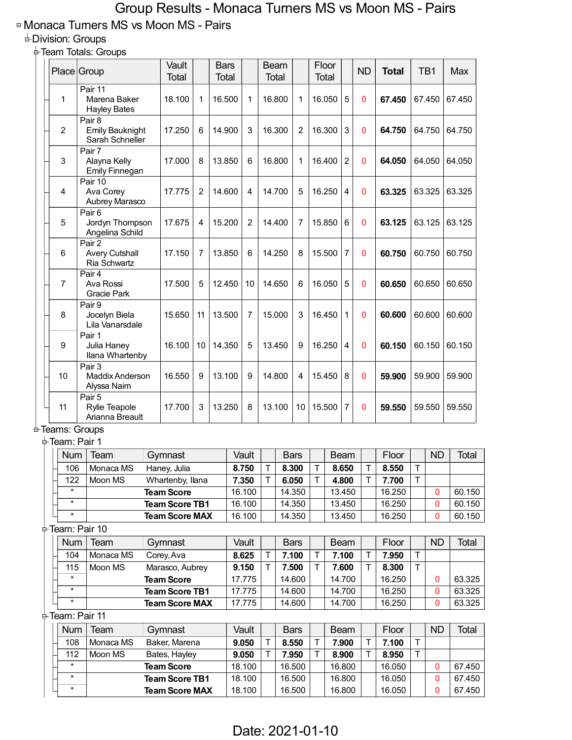# Group Results - Monaca Turners MS vs Moon MS - Pairs

## Monaca Turners MS vs Moon MS - Pairs

### Division: Groups

#### Team Totals: Groups

| Place | Group | Vault Total | | Bars Total | | Beam Total | | Floor Total | | ND | **Total** | TB1 | Max |
|---|---|---|---|---|---|---|---|---|---|---|---|---|---|
| 1 | Pair 11 Marena Baker Hayley Bates | 18.100 | 1 | 16.500 | 1 | 16.800 | 1 | 16.050 | 5 | 0 | **67.450** | 67.450 | 67.450 |
| 2 | Pair 8 Emily Bauknight Sarah Schneller | 17.250 | 6 | 14.900 | 3 | 16.300 | 2 | 16.300 | 3 | 0 | **64.750** | 64.750 | 64.750 |
| 3 | Pair 7 Alayna Kelly Emily Finnegan | 17.000 | 8 | 13.850 | 6 | 16.800 | 1 | 16.400 | 2 | 0 | **64.050** | 64.050 | 64.050 |
| 4 | Pair 10 Ava Corey Aubrey Marasco | 17.775 | 2 | 14.600 | 4 | 14.700 | 5 | 16.250 | 4 | 0 | **63.325** | 63.325 | 63.325 |
| 5 | Pair 6 Jordyn Thompson Angelina Schild | 17.675 | 4 | 15.200 | 2 | 14.400 | 7 | 15.850 | 6 | 0 | **63.125** | 63.125 | 63.125 |
| 6 | Pair 2 Avery Cutshall Ria Schwartz | 17.150 | 7 | 13.850 | 6 | 14.250 | 8 | 15.500 | 7 | 0 | **60.750** | 60.750 | 60.750 |
| 7 | Pair 4 Ava Rossi Gracie Park | 17.500 | 5 | 12.450 | 10 | 14.650 | 6 | 16.050 | 5 | 0 | **60.650** | 60.650 | 60.650 |
| 8 | Pair 9 Jocelyn Biela Lila Vanarsdale | 15.650 | 11 | 13.500 | 7 | 15.000 | 3 | 16.450 | 1 | 0 | **60.600** | 60.600 | 60.600 |
| 9 | Pair 1 Julia Haney Ilana Whartenby | 16.100 | 10 | 14.350 | 5 | 13.450 | 9 | 16.250 | 4 | 0 | **60.150** | 60.150 | 60.150 |
| 10 | Pair 3 Maddix Anderson Alyssa Naim | 16.550 | 9 | 13.100 | 9 | 14.800 | 4 | 15.450 | 8 | 0 | **59.900** | 59.900 | 59.900 |
| 11 | Pair 5 Rylie Teapole Arianna Breault | 17.700 | 3 | 13.250 | 8 | 13.100 | 10 | 15.500 | 7 | 0 | **59.550** | 59.550 | 59.550 |

#### Teams: Groups

##### Team: Pair 1

| Num | Team | Gymnast | Vault | | Bars | | Beam | | Floor | | ND | Total |
|---|---|---|---|---|---|---|---|---|---|---|---|---|
| 106 | Monaca MS | Haney, Julia | **8.750** | T | **8.300** | T | **8.650** | T | **8.550** | T | | |
| 122 | Moon MS | Whartenby, Ilana | **7.350** | T | **6.050** | T | **4.800** | T | **7.700** | T | | |
| * | | **Team Score** | 16.100 | | 14.350 | | 13.450 | | 16.250 | | 0 | 60.150 |
| * | | **Team Score TB1** | 16.100 | | 14.350 | | 13.450 | | 16.250 | | 0 | 60.150 |
| * | | **Team Score MAX** | 16.100 | | 14.350 | | 13.450 | | 16.250 | | 0 | 60.150 |

##### Team: Pair 10

| Num | Team | Gymnast | Vault | | Bars | | Beam | | Floor | | ND | Total |
|---|---|---|---|---|---|---|---|---|---|---|---|---|
| 104 | Monaca MS | Corey, Ava | **8.625** | T | **7.100** | T | **7.100** | T | **7.950** | T | | |
| 115 | Moon MS | Marasco, Aubrey | **9.150** | T | **7.500** | T | **7.600** | T | **8.300** | T | | |
| * | | **Team Score** | 17.775 | | 14.600 | | 14.700 | | 16.250 | | 0 | 63.325 |
| * | | **Team Score TB1** | 17.775 | | 14.600 | | 14.700 | | 16.250 | | 0 | 63.325 |
| * | | **Team Score MAX** | 17.775 | | 14.600 | | 14.700 | | 16.250 | | 0 | 63.325 |

##### Team: Pair 11

| Num | Team | Gymnast | Vault | | Bars | | Beam | | Floor | | ND | Total |
|---|---|---|---|---|---|---|---|---|---|---|---|---|
| 108 | Monaca MS | Baker, Marena | **9.050** | T | **8.550** | T | **7.900** | T | **7.100** | T | | |
| 112 | Moon MS | Bates, Hayley | **9.050** | T | **7.950** | T | **8.900** | T | **8.950** | T | | |
| * | | **Team Score** | 18.100 | | 16.500 | | 16.800 | | 16.050 | | 0 | 67.450 |
| * | | **Team Score TB1** | 18.100 | | 16.500 | | 16.800 | | 16.050 | | 0 | 67.450 |
| * | | **Team Score MAX** | 18.100 | | 16.500 | | 16.800 | | 16.050 | | 0 | 67.450 |

Date: 2021-01-10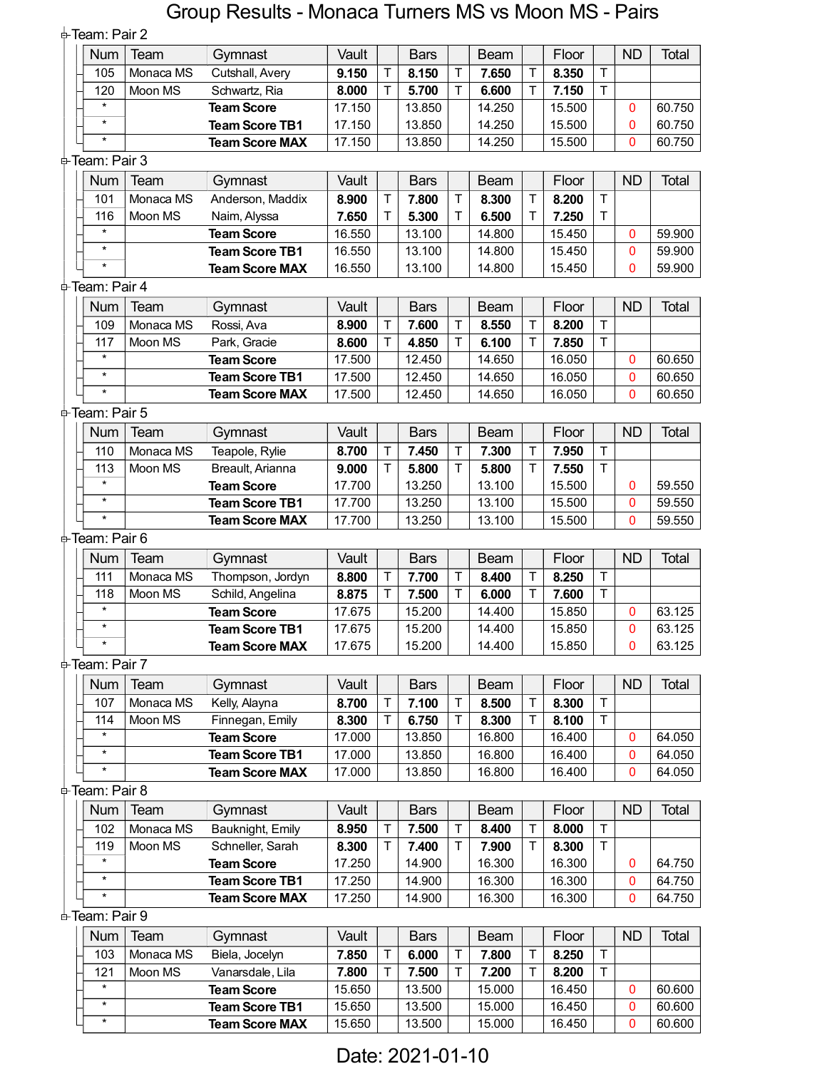# Group Results - Monaca Turners MS vs Moon MS - Pairs

## Team: Pair 2

| Num | Team | Gymnast | Vault | | Bars | | Beam | | Floor | | ND | Total |
|---|---|---|---|---|---|---|---|---|---|---|---|---|
| 105 | Monaca MS | Cutshall, Avery | **9.150** | T | **8.150** | T | **7.650** | T | **8.350** | T | | |
| 120 | Moon MS | Schwartz, Ria | **8.000** | T | **5.700** | T | **6.600** | T | **7.150** | T | | |
| * | | **Team Score** | 17.150 | | 13.850 | | 14.250 | | 15.500 | | 0 | 60.750 |
| * | | **Team Score TB1** | 17.150 | | 13.850 | | 14.250 | | 15.500 | | 0 | 60.750 |
| * | | **Team Score MAX** | 17.150 | | 13.850 | | 14.250 | | 15.500 | | 0 | 60.750 |

## Team: Pair 3

| Num | Team | Gymnast | Vault | | Bars | | Beam | | Floor | | ND | Total |
|---|---|---|---|---|---|---|---|---|---|---|---|---|
| 101 | Monaca MS | Anderson, Maddix | **8.900** | T | **7.800** | T | **8.300** | T | **8.200** | T | | |
| 116 | Moon MS | Naim, Alyssa | **7.650** | T | **5.300** | T | **6.500** | T | **7.250** | T | | |
| * | | **Team Score** | 16.550 | | 13.100 | | 14.800 | | 15.450 | | 0 | 59.900 |
| * | | **Team Score TB1** | 16.550 | | 13.100 | | 14.800 | | 15.450 | | 0 | 59.900 |
| * | | **Team Score MAX** | 16.550 | | 13.100 | | 14.800 | | 15.450 | | 0 | 59.900 |

## Team: Pair 4

| Num | Team | Gymnast | Vault | | Bars | | Beam | | Floor | | ND | Total |
|---|---|---|---|---|---|---|---|---|---|---|---|---|
| 109 | Monaca MS | Rossi, Ava | **8.900** | T | **7.600** | T | **8.550** | T | **8.200** | T | | |
| 117 | Moon MS | Park, Gracie | **8.600** | T | **4.850** | T | **6.100** | T | **7.850** | T | | |
| * | | **Team Score** | 17.500 | | 12.450 | | 14.650 | | 16.050 | | 0 | 60.650 |
| * | | **Team Score TB1** | 17.500 | | 12.450 | | 14.650 | | 16.050 | | 0 | 60.650 |
| * | | **Team Score MAX** | 17.500 | | 12.450 | | 14.650 | | 16.050 | | 0 | 60.650 |

## Team: Pair 5

| Num | Team | Gymnast | Vault | | Bars | | Beam | | Floor | | ND | Total |
|---|---|---|---|---|---|---|---|---|---|---|---|---|
| 110 | Monaca MS | Teapole, Rylie | **8.700** | T | **7.450** | T | **7.300** | T | **7.950** | T | | |
| 113 | Moon MS | Breault, Arianna | **9.000** | T | **5.800** | T | **5.800** | T | **7.550** | T | | |
| * | | **Team Score** | 17.700 | | 13.250 | | 13.100 | | 15.500 | | 0 | 59.550 |
| * | | **Team Score TB1** | 17.700 | | 13.250 | | 13.100 | | 15.500 | | 0 | 59.550 |
| * | | **Team Score MAX** | 17.700 | | 13.250 | | 13.100 | | 15.500 | | 0 | 59.550 |

## Team: Pair 6

| Num | Team | Gymnast | Vault | | Bars | | Beam | | Floor | | ND | Total |
|---|---|---|---|---|---|---|---|---|---|---|---|---|
| 111 | Monaca MS | Thompson, Jordyn | **8.800** | T | **7.700** | T | **8.400** | T | **8.250** | T | | |
| 118 | Moon MS | Schild, Angelina | **8.875** | T | **7.500** | T | **6.000** | T | **7.600** | T | | |
| * | | **Team Score** | 17.675 | | 15.200 | | 14.400 | | 15.850 | | 0 | 63.125 |
| * | | **Team Score TB1** | 17.675 | | 15.200 | | 14.400 | | 15.850 | | 0 | 63.125 |
| * | | **Team Score MAX** | 17.675 | | 15.200 | | 14.400 | | 15.850 | | 0 | 63.125 |

## Team: Pair 7

| Num | Team | Gymnast | Vault | | Bars | | Beam | | Floor | | ND | Total |
|---|---|---|---|---|---|---|---|---|---|---|---|---|
| 107 | Monaca MS | Kelly, Alayna | **8.700** | T | **7.100** | T | **8.500** | T | **8.300** | T | | |
| 114 | Moon MS | Finnegan, Emily | **8.300** | T | **6.750** | T | **8.300** | T | **8.100** | T | | |
| * | | **Team Score** | 17.000 | | 13.850 | | 16.800 | | 16.400 | | 0 | 64.050 |
| * | | **Team Score TB1** | 17.000 | | 13.850 | | 16.800 | | 16.400 | | 0 | 64.050 |
| * | | **Team Score MAX** | 17.000 | | 13.850 | | 16.800 | | 16.400 | | 0 | 64.050 |

## Team: Pair 8

| Num | Team | Gymnast | Vault | | Bars | | Beam | | Floor | | ND | Total |
|---|---|---|---|---|---|---|---|---|---|---|---|---|
| 102 | Monaca MS | Bauknight, Emily | **8.950** | T | **7.500** | T | **8.400** | T | **8.000** | T | | |
| 119 | Moon MS | Schneller, Sarah | **8.300** | T | **7.400** | T | **7.900** | T | **8.300** | T | | |
| * | | **Team Score** | 17.250 | | 14.900 | | 16.300 | | 16.300 | | 0 | 64.750 |
| * | | **Team Score TB1** | 17.250 | | 14.900 | | 16.300 | | 16.300 | | 0 | 64.750 |
| * | | **Team Score MAX** | 17.250 | | 14.900 | | 16.300 | | 16.300 | | 0 | 64.750 |

## Team: Pair 9

| Num | Team | Gymnast | Vault | | Bars | | Beam | | Floor | | ND | Total |
|---|---|---|---|---|---|---|---|---|---|---|---|---|
| 103 | Monaca MS | Biela, Jocelyn | **7.850** | T | **6.000** | T | **7.800** | T | **8.250** | T | | |
| 121 | Moon MS | Vanarsdale, Lila | **7.800** | T | **7.500** | T | **7.200** | T | **8.200** | T | | |
| * | | **Team Score** | 15.650 | | 13.500 | | 15.000 | | 16.450 | | 0 | 60.600 |
| * | | **Team Score TB1** | 15.650 | | 13.500 | | 15.000 | | 16.450 | | 0 | 60.600 |
| * | | **Team Score MAX** | 15.650 | | 13.500 | | 15.000 | | 16.450 | | 0 | 60.600 |

Date: 2021-01-10